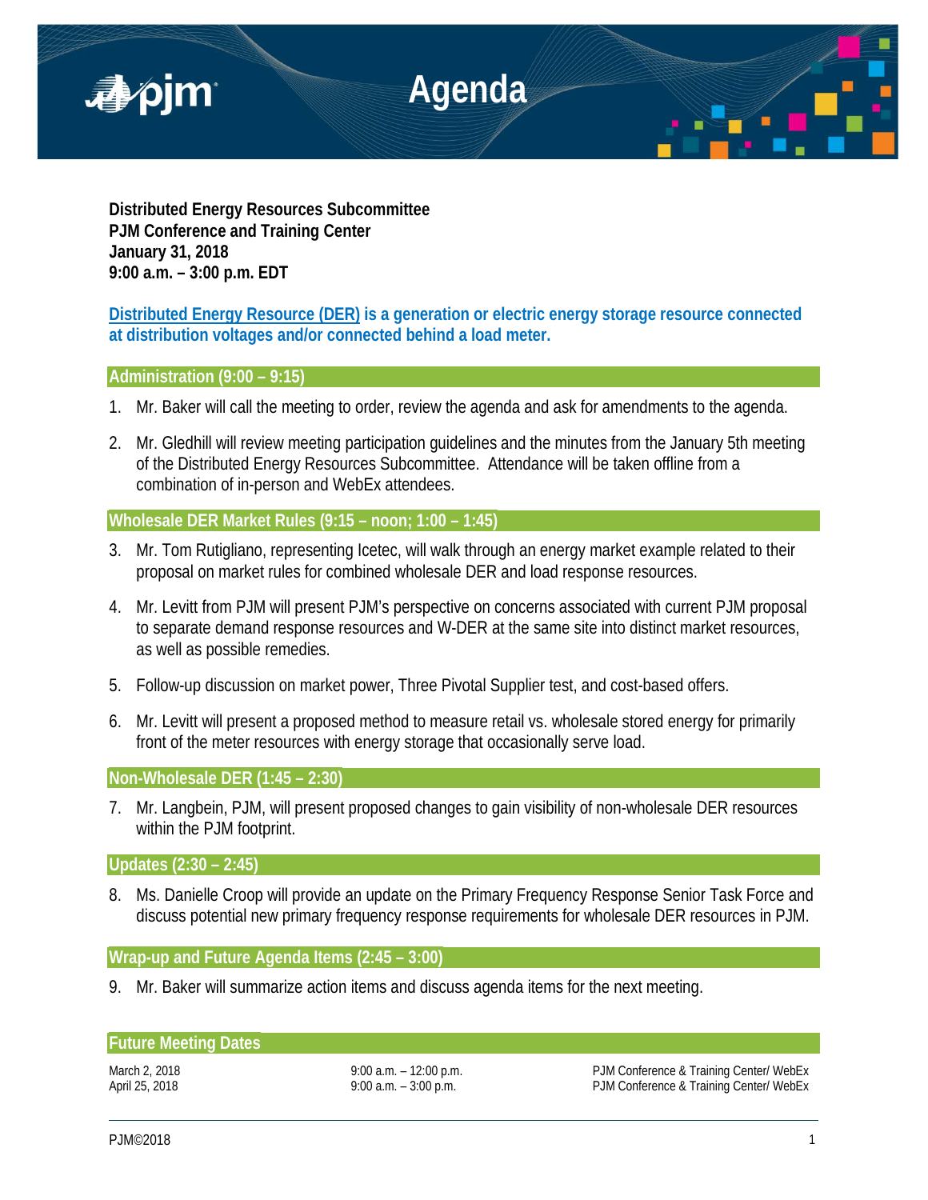# Agenda

**Distributed Energy Resources Subcommittee**
**PJM Conference and Training Center**
**January 31, 2018**
**9:00 a.m. – 3:00 p.m. EDT**

**Distributed Energy Resource (DER) is a generation or electric energy storage resource connected at distribution voltages and/or connected behind a load meter.**

## Administration (9:00 – 9:15)

1. Mr. Baker will call the meeting to order, review the agenda and ask for amendments to the agenda.

2. Mr. Gledhill will review meeting participation guidelines and the minutes from the January 5th meeting of the Distributed Energy Resources Subcommittee. Attendance will be taken offline from a combination of in-person and WebEx attendees.

## Wholesale DER Market Rules (9:15 – noon; 1:00 – 1:45)

3. Mr. Tom Rutigliano, representing Icetec, will walk through an energy market example related to their proposal on market rules for combined wholesale DER and load response resources.

4. Mr. Levitt from PJM will present PJM's perspective on concerns associated with current PJM proposal to separate demand response resources and W-DER at the same site into distinct market resources, as well as possible remedies.

5. Follow-up discussion on market power, Three Pivotal Supplier test, and cost-based offers.

6. Mr. Levitt will present a proposed method to measure retail vs. wholesale stored energy for primarily front of the meter resources with energy storage that occasionally serve load.

## Non-Wholesale DER (1:45 – 2:30)

7. Mr. Langbein, PJM, will present proposed changes to gain visibility of non-wholesale DER resources within the PJM footprint.

## Updates (2:30 – 2:45)

8. Ms. Danielle Croop will provide an update on the Primary Frequency Response Senior Task Force and discuss potential new primary frequency response requirements for wholesale DER resources in PJM.

## Wrap-up and Future Agenda Items (2:45 – 3:00)

9. Mr. Baker will summarize action items and discuss agenda items for the next meeting.

## Future Meeting Dates

| | | |
|---|---|---|
| March 2, 2018 | 9:00 a.m. – 12:00 p.m. | PJM Conference & Training Center/ WebEx |
| April 25, 2018 | 9:00 a.m. – 3:00 p.m. | PJM Conference & Training Center/ WebEx |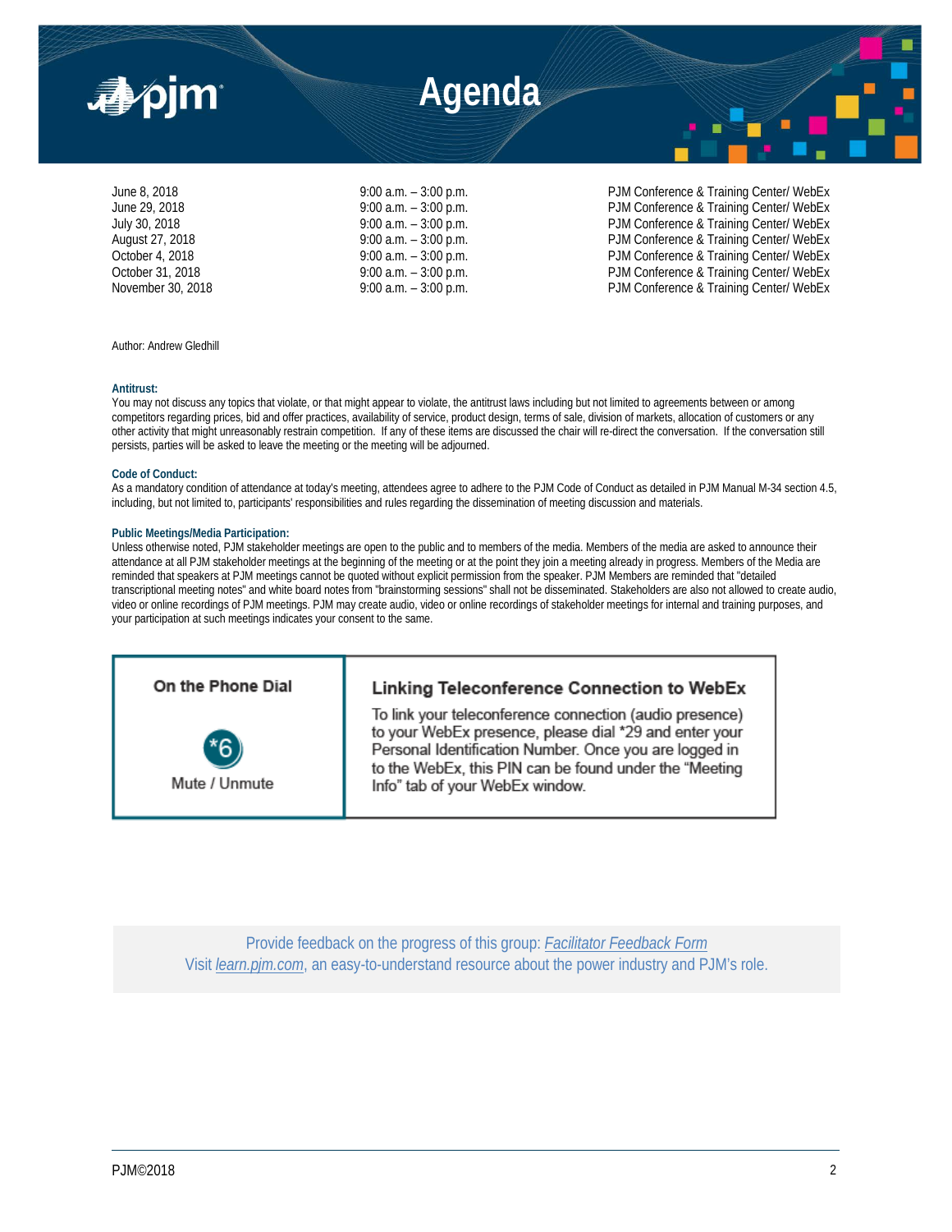# Agenda

| | | |
|---|---|---|
| June 8, 2018 | 9:00 a.m. – 3:00 p.m. | PJM Conference & Training Center/ WebEx |
| June 29, 2018 | 9:00 a.m. – 3:00 p.m. | PJM Conference & Training Center/ WebEx |
| July 30, 2018 | 9:00 a.m. – 3:00 p.m. | PJM Conference & Training Center/ WebEx |
| August 27, 2018 | 9:00 a.m. – 3:00 p.m. | PJM Conference & Training Center/ WebEx |
| October 4, 2018 | 9:00 a.m. – 3:00 p.m. | PJM Conference & Training Center/ WebEx |
| October 31, 2018 | 9:00 a.m. – 3:00 p.m. | PJM Conference & Training Center/ WebEx |
| November 30, 2018 | 9:00 a.m. – 3:00 p.m. | PJM Conference & Training Center/ WebEx |

Author: Andrew Gledhill

**Antitrust:**
You may not discuss any topics that violate, or that might appear to violate, the antitrust laws including but not limited to agreements between or among competitors regarding prices, bid and offer practices, availability of service, product design, terms of sale, division of markets, allocation of customers or any other activity that might unreasonably restrain competition. If any of these items are discussed the chair will re-direct the conversation. If the conversation still persists, parties will be asked to leave the meeting or the meeting will be adjourned.

**Code of Conduct:**
As a mandatory condition of attendance at today's meeting, attendees agree to adhere to the PJM Code of Conduct as detailed in PJM Manual M-34 section 4.5, including, but not limited to, participants' responsibilities and rules regarding the dissemination of meeting discussion and materials.

**Public Meetings/Media Participation:**
Unless otherwise noted, PJM stakeholder meetings are open to the public and to members of the media. Members of the media are asked to announce their attendance at all PJM stakeholder meetings at the beginning of the meeting or at the point they join a meeting already in progress. Members of the Media are reminded that speakers at PJM meetings cannot be quoted without explicit permission from the speaker. PJM Members are reminded that "detailed transcriptional meeting notes" and white board notes from "brainstorming sessions" shall not be disseminated. Stakeholders are also not allowed to create audio, video or online recordings of PJM meetings. PJM may create audio, video or online recordings of stakeholder meetings for internal and training purposes, and your participation at such meetings indicates your consent to the same.

| On the Phone Dial | Linking Teleconference Connection to WebEx |
|---|---|
| *6 Mute / Unmute | To link your teleconference connection (audio presence) to your WebEx presence, please dial *29 and enter your Personal Identification Number. Once you are logged in to the WebEx, this PIN can be found under the "Meeting Info" tab of your WebEx window. |

Provide feedback on the progress of this group: *Facilitator Feedback Form*
Visit *learn.pjm.com*, an easy-to-understand resource about the power industry and PJM's role.

PJM©2018